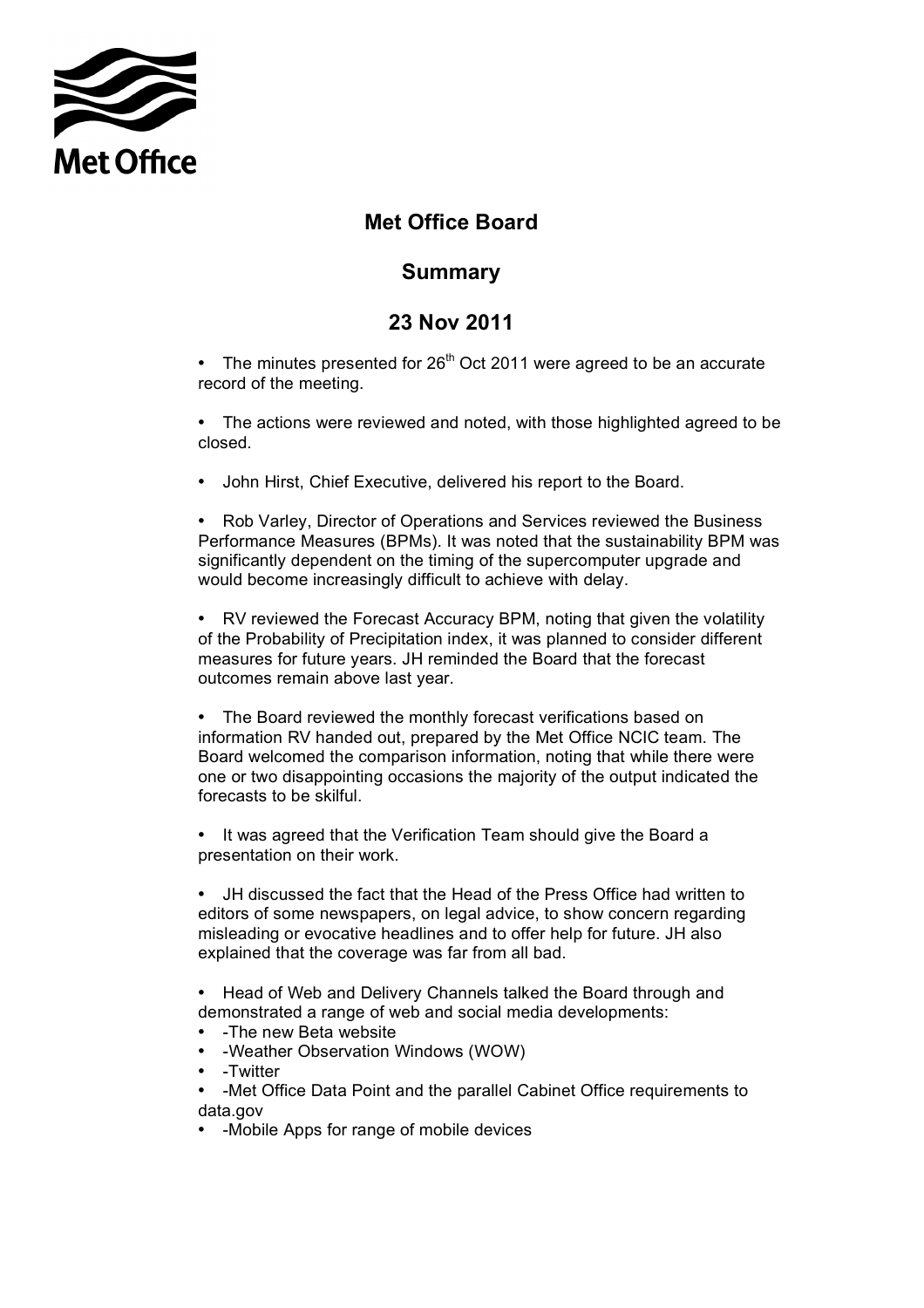Met Office

# Met Office Board

## Summary

## 23 Nov 2011

- The minutes presented for 26th Oct 2011 were agreed to be an accurate record of the meeting.

- The actions were reviewed and noted, with those highlighted agreed to be closed.

- John Hirst, Chief Executive, delivered his report to the Board.

- Rob Varley, Director of Operations and Services reviewed the Business Performance Measures (BPMs). It was noted that the sustainability BPM was significantly dependent on the timing of the supercomputer upgrade and would become increasingly difficult to achieve with delay.

- RV reviewed the Forecast Accuracy BPM, noting that given the volatility of the Probability of Precipitation index, it was planned to consider different measures for future years. JH reminded the Board that the forecast outcomes remain above last year.

- The Board reviewed the monthly forecast verifications based on information RV handed out, prepared by the Met Office NCIC team. The Board welcomed the comparison information, noting that while there were one or two disappointing occasions the majority of the output indicated the forecasts to be skilful.

- It was agreed that the Verification Team should give the Board a presentation on their work.

- JH discussed the fact that the Head of the Press Office had written to editors of some newspapers, on legal advice, to show concern regarding misleading or evocative headlines and to offer help for future. JH also explained that the coverage was far from all bad.

- Head of Web and Delivery Channels talked the Board through and demonstrated a range of web and social media developments:
- -The new Beta website
- -Weather Observation Windows (WOW)
- -Twitter
- -Met Office Data Point and the parallel Cabinet Office requirements to data.gov
- -Mobile Apps for range of mobile devices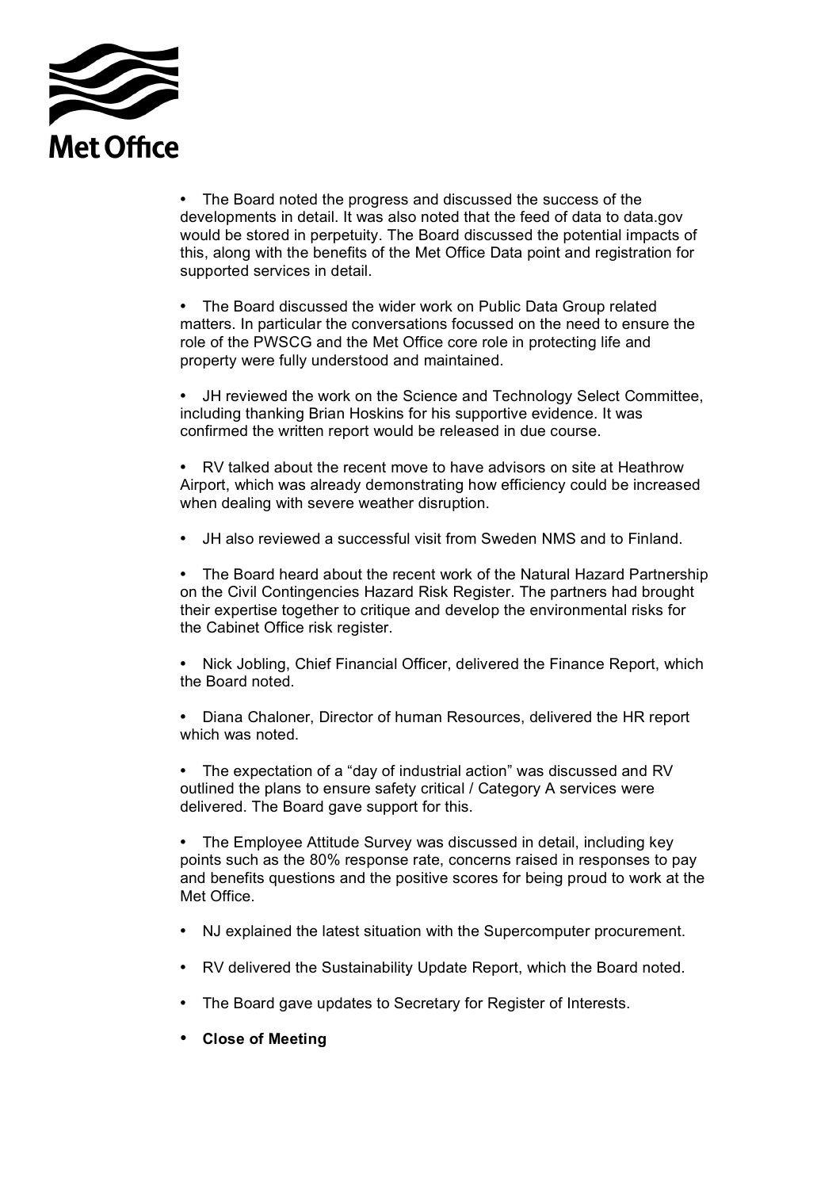- The Board noted the progress and discussed the success of the developments in detail. It was also noted that the feed of data to data.gov would be stored in perpetuity. The Board discussed the potential impacts of this, along with the benefits of the Met Office Data point and registration for supported services in detail.

- The Board discussed the wider work on Public Data Group related matters. In particular the conversations focussed on the need to ensure the role of the PWSCG and the Met Office core role in protecting life and property were fully understood and maintained.

- JH reviewed the work on the Science and Technology Select Committee, including thanking Brian Hoskins for his supportive evidence. It was confirmed the written report would be released in due course.

- RV talked about the recent move to have advisors on site at Heathrow Airport, which was already demonstrating how efficiency could be increased when dealing with severe weather disruption.

- JH also reviewed a successful visit from Sweden NMS and to Finland.

- The Board heard about the recent work of the Natural Hazard Partnership on the Civil Contingencies Hazard Risk Register. The partners had brought their expertise together to critique and develop the environmental risks for the Cabinet Office risk register.

- Nick Jobling, Chief Financial Officer, delivered the Finance Report, which the Board noted.

- Diana Chaloner, Director of human Resources, delivered the HR report which was noted.

- The expectation of a "day of industrial action" was discussed and RV outlined the plans to ensure safety critical / Category A services were delivered. The Board gave support for this.

- The Employee Attitude Survey was discussed in detail, including key points such as the 80% response rate, concerns raised in responses to pay and benefits questions and the positive scores for being proud to work at the Met Office.

- NJ explained the latest situation with the Supercomputer procurement.

- RV delivered the Sustainability Update Report, which the Board noted.

- The Board gave updates to Secretary for Register of Interests.

- **Close of Meeting**